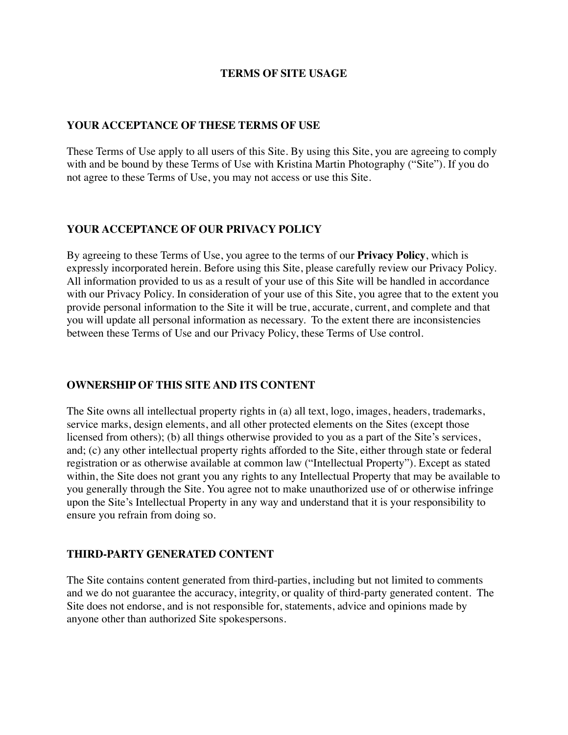# TERMS OF SITE USAGE

## YOUR ACCEPTANCE OF THESE TERMS OF USE

These Terms of Use apply to all users of this Site. By using this Site, you are agreeing to comply with and be bound by these Terms of Use with Kristina Martin Photography ("Site"). If you do not agree to these Terms of Use, you may not access or use this Site.

## YOUR ACCEPTANCE OF OUR PRIVACY POLICY

By agreeing to these Terms of Use, you agree to the terms of our **Privacy Policy**, which is expressly incorporated herein. Before using this Site, please carefully review our Privacy Policy. All information provided to us as a result of your use of this Site will be handled in accordance with our Privacy Policy. In consideration of your use of this Site, you agree that to the extent you provide personal information to the Site it will be true, accurate, current, and complete and that you will update all personal information as necessary. To the extent there are inconsistencies between these Terms of Use and our Privacy Policy, these Terms of Use control.

## OWNERSHIP OF THIS SITE AND ITS CONTENT

The Site owns all intellectual property rights in (a) all text, logo, images, headers, trademarks, service marks, design elements, and all other protected elements on the Sites (except those licensed from others); (b) all things otherwise provided to you as a part of the Site's services, and; (c) any other intellectual property rights afforded to the Site, either through state or federal registration or as otherwise available at common law ("Intellectual Property"). Except as stated within, the Site does not grant you any rights to any Intellectual Property that may be available to you generally through the Site. You agree not to make unauthorized use of or otherwise infringe upon the Site's Intellectual Property in any way and understand that it is your responsibility to ensure you refrain from doing so.

## THIRD-PARTY GENERATED CONTENT

The Site contains content generated from third-parties, including but not limited to comments and we do not guarantee the accuracy, integrity, or quality of third-party generated content. The Site does not endorse, and is not responsible for, statements, advice and opinions made by anyone other than authorized Site spokespersons.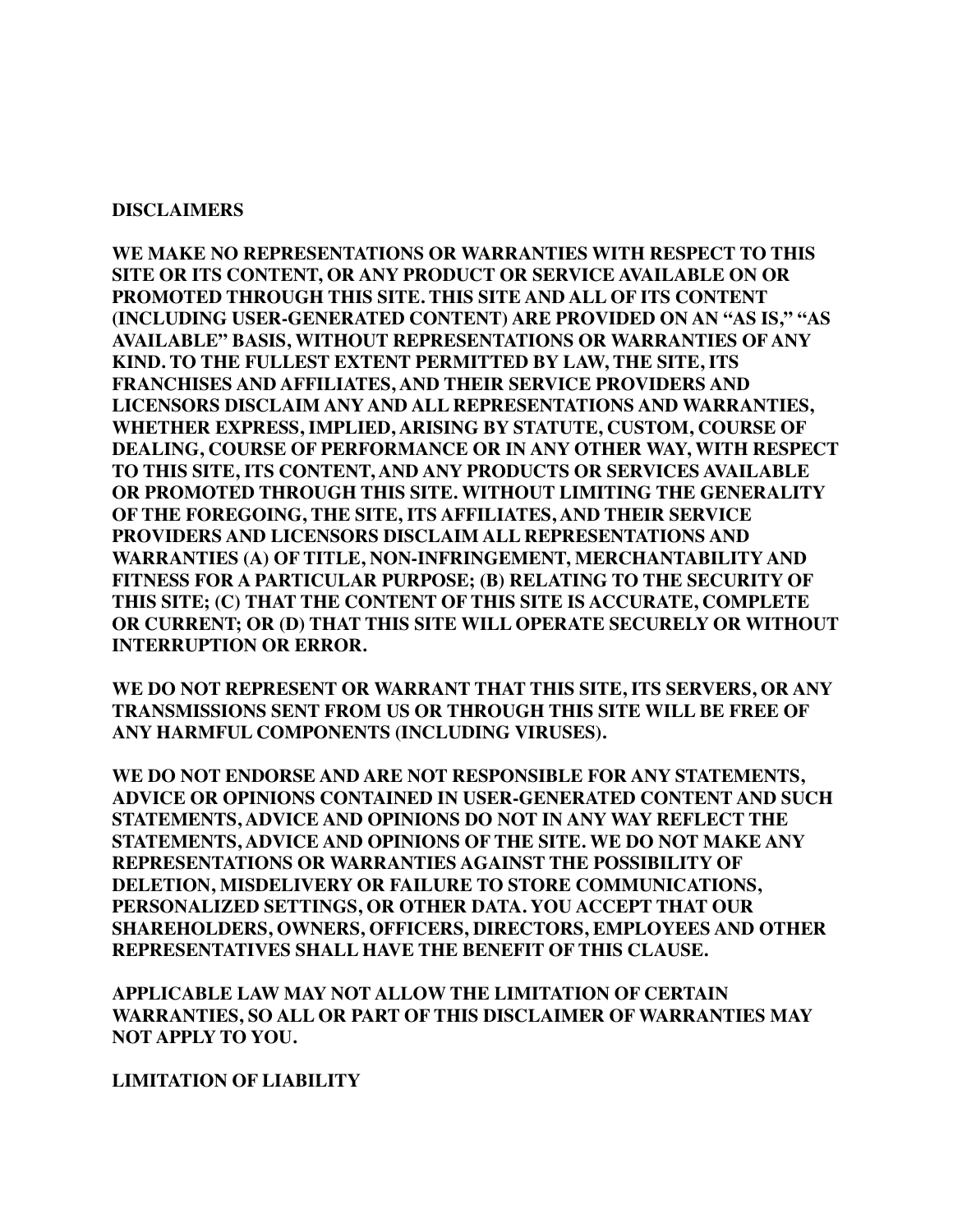**DISCLAIMERS**

**WE MAKE NO REPRESENTATIONS OR WARRANTIES WITH RESPECT TO THIS SITE OR ITS CONTENT, OR ANY PRODUCT OR SERVICE AVAILABLE ON OR PROMOTED THROUGH THIS SITE. THIS SITE AND ALL OF ITS CONTENT (INCLUDING USER-GENERATED CONTENT) ARE PROVIDED ON AN "AS IS," "AS AVAILABLE" BASIS, WITHOUT REPRESENTATIONS OR WARRANTIES OF ANY KIND. TO THE FULLEST EXTENT PERMITTED BY LAW, THE SITE, ITS FRANCHISES AND AFFILIATES, AND THEIR SERVICE PROVIDERS AND LICENSORS DISCLAIM ANY AND ALL REPRESENTATIONS AND WARRANTIES, WHETHER EXPRESS, IMPLIED, ARISING BY STATUTE, CUSTOM, COURSE OF DEALING, COURSE OF PERFORMANCE OR IN ANY OTHER WAY, WITH RESPECT TO THIS SITE, ITS CONTENT, AND ANY PRODUCTS OR SERVICES AVAILABLE OR PROMOTED THROUGH THIS SITE. WITHOUT LIMITING THE GENERALITY OF THE FOREGOING, THE SITE, ITS AFFILIATES, AND THEIR SERVICE PROVIDERS AND LICENSORS DISCLAIM ALL REPRESENTATIONS AND WARRANTIES (A) OF TITLE, NON-INFRINGEMENT, MERCHANTABILITY AND FITNESS FOR A PARTICULAR PURPOSE; (B) RELATING TO THE SECURITY OF THIS SITE; (C) THAT THE CONTENT OF THIS SITE IS ACCURATE, COMPLETE OR CURRENT; OR (D) THAT THIS SITE WILL OPERATE SECURELY OR WITHOUT INTERRUPTION OR ERROR.**

**WE DO NOT REPRESENT OR WARRANT THAT THIS SITE, ITS SERVERS, OR ANY TRANSMISSIONS SENT FROM US OR THROUGH THIS SITE WILL BE FREE OF ANY HARMFUL COMPONENTS (INCLUDING VIRUSES).**

**WE DO NOT ENDORSE AND ARE NOT RESPONSIBLE FOR ANY STATEMENTS, ADVICE OR OPINIONS CONTAINED IN USER-GENERATED CONTENT AND SUCH STATEMENTS, ADVICE AND OPINIONS DO NOT IN ANY WAY REFLECT THE STATEMENTS, ADVICE AND OPINIONS OF THE SITE. WE DO NOT MAKE ANY REPRESENTATIONS OR WARRANTIES AGAINST THE POSSIBILITY OF DELETION, MISDELIVERY OR FAILURE TO STORE COMMUNICATIONS, PERSONALIZED SETTINGS, OR OTHER DATA. YOU ACCEPT THAT OUR SHAREHOLDERS, OWNERS, OFFICERS, DIRECTORS, EMPLOYEES AND OTHER REPRESENTATIVES SHALL HAVE THE BENEFIT OF THIS CLAUSE.**

**APPLICABLE LAW MAY NOT ALLOW THE LIMITATION OF CERTAIN WARRANTIES, SO ALL OR PART OF THIS DISCLAIMER OF WARRANTIES MAY NOT APPLY TO YOU.**

**LIMITATION OF LIABILITY**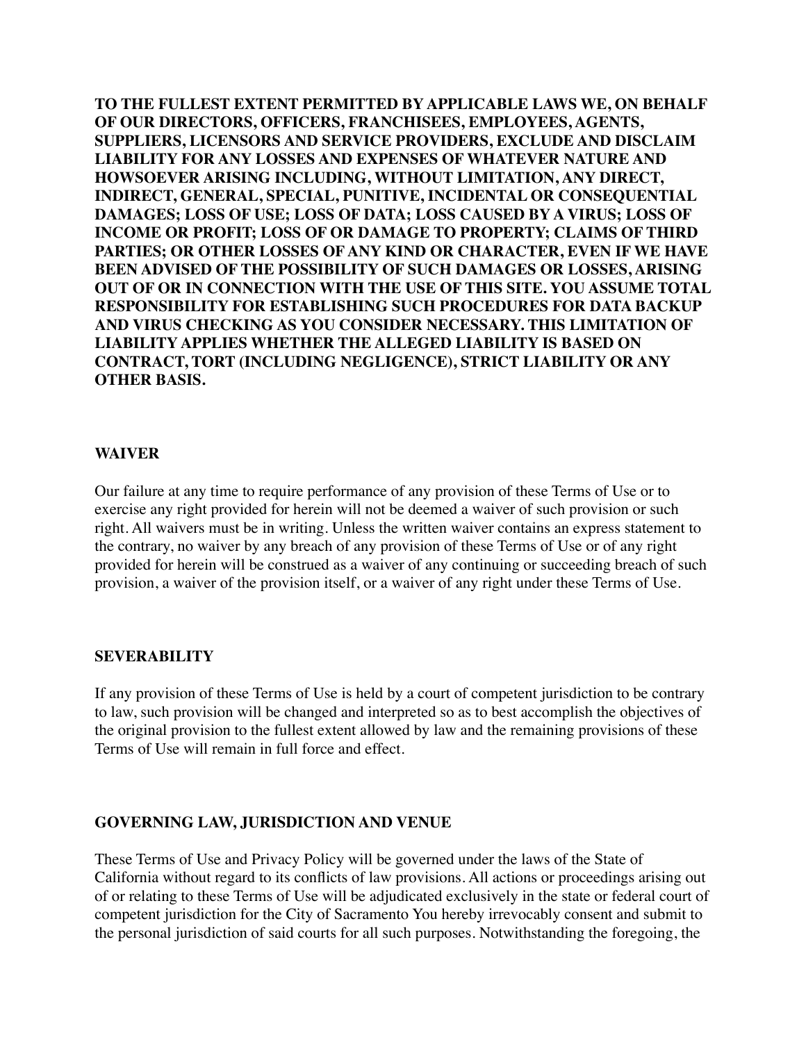**TO THE FULLEST EXTENT PERMITTED BY APPLICABLE LAWS WE, ON BEHALF OF OUR DIRECTORS, OFFICERS, FRANCHISEES, EMPLOYEES, AGENTS, SUPPLIERS, LICENSORS AND SERVICE PROVIDERS, EXCLUDE AND DISCLAIM LIABILITY FOR ANY LOSSES AND EXPENSES OF WHATEVER NATURE AND HOWSOEVER ARISING INCLUDING, WITHOUT LIMITATION, ANY DIRECT, INDIRECT, GENERAL, SPECIAL, PUNITIVE, INCIDENTAL OR CONSEQUENTIAL DAMAGES; LOSS OF USE; LOSS OF DATA; LOSS CAUSED BY A VIRUS; LOSS OF INCOME OR PROFIT; LOSS OF OR DAMAGE TO PROPERTY; CLAIMS OF THIRD PARTIES; OR OTHER LOSSES OF ANY KIND OR CHARACTER, EVEN IF WE HAVE BEEN ADVISED OF THE POSSIBILITY OF SUCH DAMAGES OR LOSSES, ARISING OUT OF OR IN CONNECTION WITH THE USE OF THIS SITE. YOU ASSUME TOTAL RESPONSIBILITY FOR ESTABLISHING SUCH PROCEDURES FOR DATA BACKUP AND VIRUS CHECKING AS YOU CONSIDER NECESSARY. THIS LIMITATION OF LIABILITY APPLIES WHETHER THE ALLEGED LIABILITY IS BASED ON CONTRACT, TORT (INCLUDING NEGLIGENCE), STRICT LIABILITY OR ANY OTHER BASIS.**

## WAIVER

Our failure at any time to require performance of any provision of these Terms of Use or to exercise any right provided for herein will not be deemed a waiver of such provision or such right. All waivers must be in writing. Unless the written waiver contains an express statement to the contrary, no waiver by any breach of any provision of these Terms of Use or of any right provided for herein will be construed as a waiver of any continuing or succeeding breach of such provision, a waiver of the provision itself, or a waiver of any right under these Terms of Use.

## SEVERABILITY

If any provision of these Terms of Use is held by a court of competent jurisdiction to be contrary to law, such provision will be changed and interpreted so as to best accomplish the objectives of the original provision to the fullest extent allowed by law and the remaining provisions of these Terms of Use will remain in full force and effect.

## GOVERNING LAW, JURISDICTION AND VENUE

These Terms of Use and Privacy Policy will be governed under the laws of the State of California without regard to its conflicts of law provisions. All actions or proceedings arising out of or relating to these Terms of Use will be adjudicated exclusively in the state or federal court of competent jurisdiction for the City of Sacramento You hereby irrevocably consent and submit to the personal jurisdiction of said courts for all such purposes. Notwithstanding the foregoing, the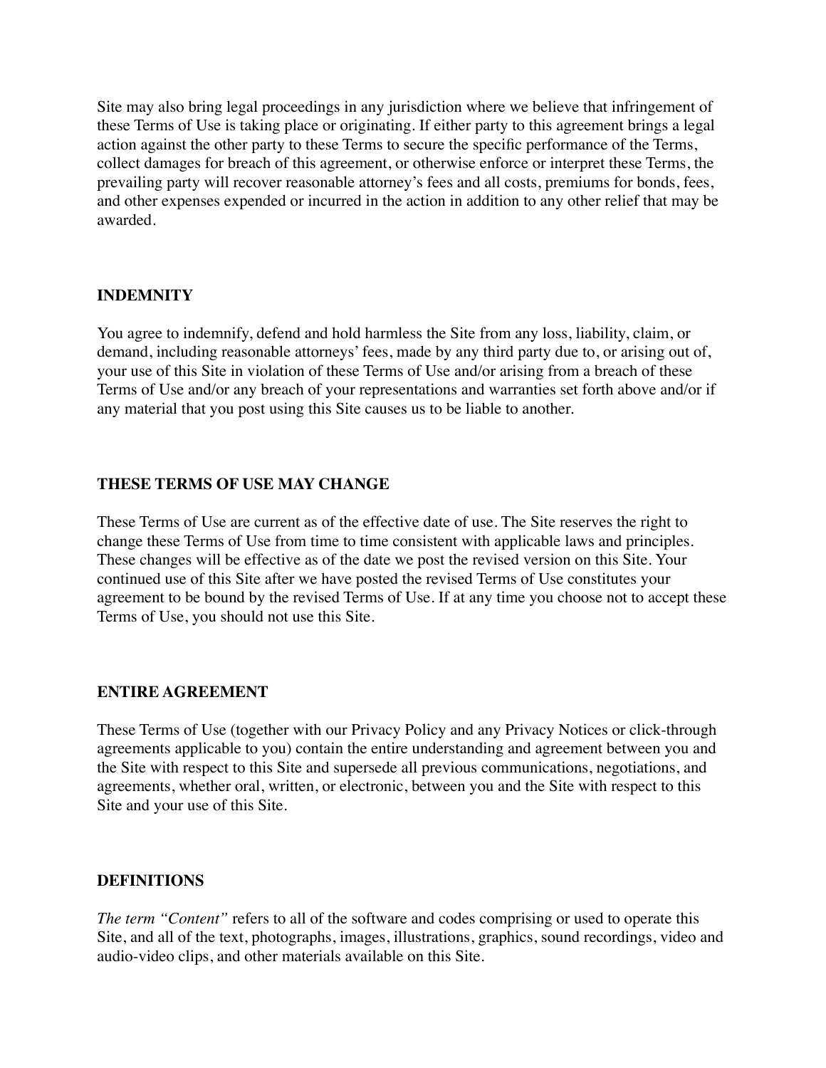Site may also bring legal proceedings in any jurisdiction where we believe that infringement of these Terms of Use is taking place or originating. If either party to this agreement brings a legal action against the other party to these Terms to secure the specific performance of the Terms, collect damages for breach of this agreement, or otherwise enforce or interpret these Terms, the prevailing party will recover reasonable attorney's fees and all costs, premiums for bonds, fees, and other expenses expended or incurred in the action in addition to any other relief that may be awarded.

**INDEMNITY**

You agree to indemnify, defend and hold harmless the Site from any loss, liability, claim, or demand, including reasonable attorneys' fees, made by any third party due to, or arising out of, your use of this Site in violation of these Terms of Use and/or arising from a breach of these Terms of Use and/or any breach of your representations and warranties set forth above and/or if any material that you post using this Site causes us to be liable to another.

**THESE TERMS OF USE MAY CHANGE**

These Terms of Use are current as of the effective date of use. The Site reserves the right to change these Terms of Use from time to time consistent with applicable laws and principles. These changes will be effective as of the date we post the revised version on this Site. Your continued use of this Site after we have posted the revised Terms of Use constitutes your agreement to be bound by the revised Terms of Use. If at any time you choose not to accept these Terms of Use, you should not use this Site.

**ENTIRE AGREEMENT**

These Terms of Use (together with our Privacy Policy and any Privacy Notices or click-through agreements applicable to you) contain the entire understanding and agreement between you and the Site with respect to this Site and supersede all previous communications, negotiations, and agreements, whether oral, written, or electronic, between you and the Site with respect to this Site and your use of this Site.

**DEFINITIONS**

*The term "Content"* refers to all of the software and codes comprising or used to operate this Site, and all of the text, photographs, images, illustrations, graphics, sound recordings, video and audio-video clips, and other materials available on this Site.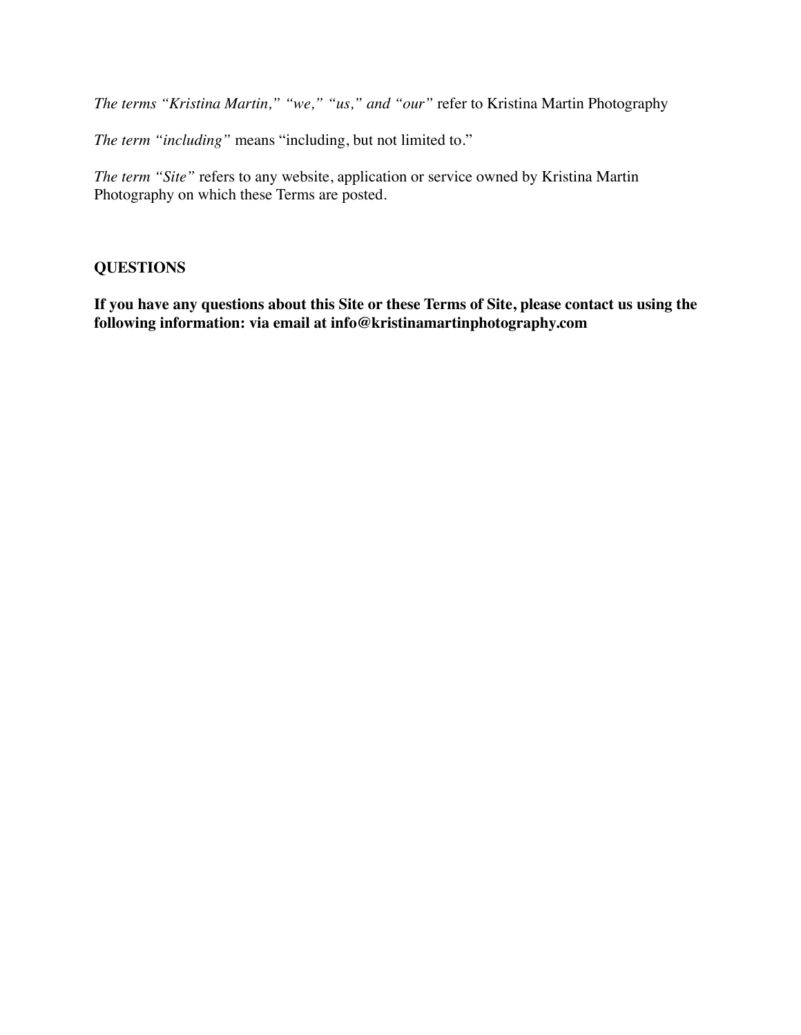*The terms "Kristina Martin," "we," "us," and "our"* refer to Kristina Martin Photography

*The term "including"* means "including, but not limited to."

*The term "Site"* refers to any website, application or service owned by Kristina Martin Photography on which these Terms are posted.

**QUESTIONS**

**If you have any questions about this Site or these Terms of Site, please contact us using the following information: via email at info@kristinamartinphotography.com**